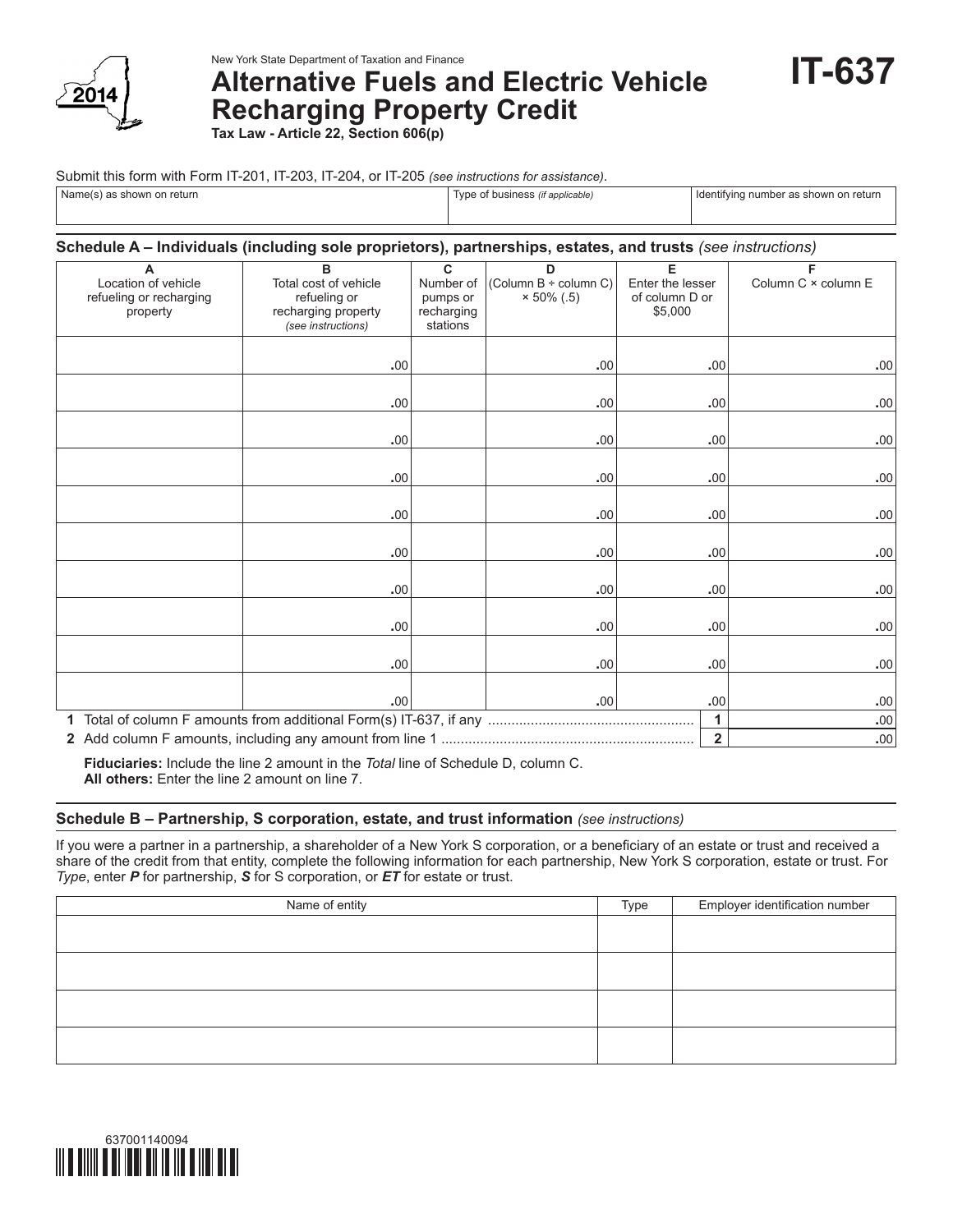New York State Department of Taxation and Finance

# Alternative Fuels and Electric Vehicle Recharging Property Credit

**Tax Law - Article 22, Section 606(p)**

2014

# IT-637

Submit this form with Form IT-201, IT-203, IT-204, or IT-205 *(see instructions for assistance)*.

| Name(s) as shown on return | Type of business *(if applicable)* | Identifying number as shown on return |
|---|---|---|
| | | |

## Schedule A – Individuals (including sole proprietors), partnerships, estates, and trusts *(see instructions)*

| A<br>Location of vehicle refueling or recharging property | B<br>Total cost of vehicle refueling or recharging property *(see instructions)* | C<br>Number of pumps or recharging stations | D<br>(Column B ÷ column C) × 50% (.5) | E<br>Enter the lesser of column D or $5,000 | F<br>Column C × column E |
|---|---|---|---|---|---|
| | .00 | | .00 | .00 | .00 |
| | .00 | | .00 | .00 | .00 |
| | .00 | | .00 | .00 | .00 |
| | .00 | | .00 | .00 | .00 |
| | .00 | | .00 | .00 | .00 |
| | .00 | | .00 | .00 | .00 |
| | .00 | | .00 | .00 | .00 |
| | .00 | | .00 | .00 | .00 |
| | .00 | | .00 | .00 | .00 |
| | .00 | | .00 | .00 | .00 |
| **1** Total of column F amounts from additional Form(s) IT-637, if any | | | | 1 | .00 |
| **2** Add column F amounts, including any amount from line 1 | | | | 2 | .00 |

**Fiduciaries:** Include the line 2 amount in the *Total* line of Schedule D, column C.
**All others:** Enter the line 2 amount on line 7.

## Schedule B – Partnership, S corporation, estate, and trust information *(see instructions)*

If you were a partner in a partnership, a shareholder of a New York S corporation, or a beneficiary of an estate or trust and received a share of the credit from that entity, complete the following information for each partnership, New York S corporation, estate or trust. For *Type*, enter ***P*** for partnership, ***S*** for S corporation, or ***ET*** for estate or trust.

| Name of entity | Type | Employer identification number |
|---|---|---|
| | | |
| | | |
| | | |
| | | |

637001140094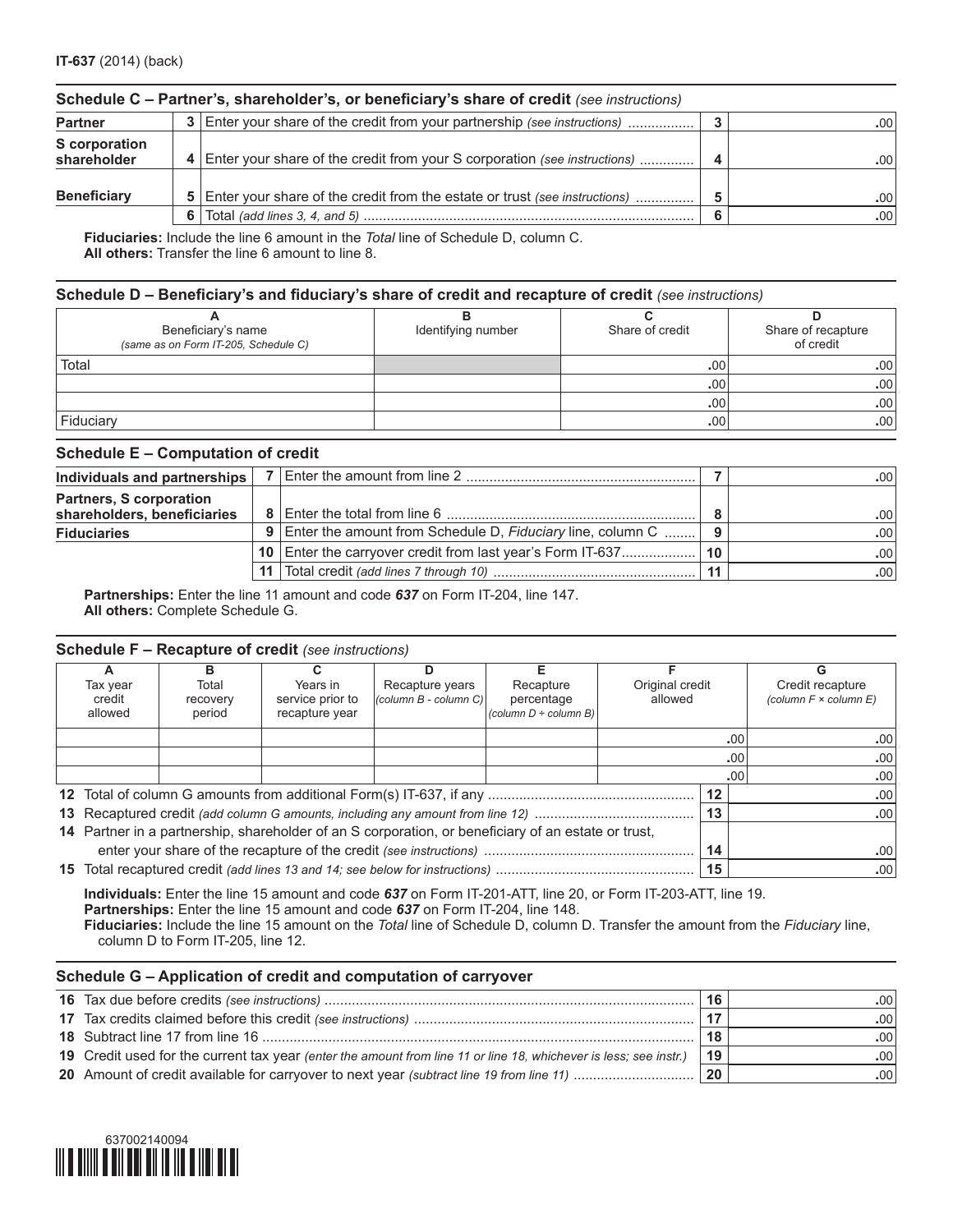## Schedule C – Partner's, shareholder's, or beneficiary's share of credit *(see instructions)*

| | | | | |
|---|---|---|---|---|
| **Partner** | 3 | Enter your share of the credit from your partnership *(see instructions)* | 3 | .00 |
| **S corporation shareholder** | 4 | Enter your share of the credit from your S corporation *(see instructions)* | 4 | .00 |
| **Beneficiary** | 5 | Enter your share of the credit from the estate or trust *(see instructions)* | 5 | .00 |
| | 6 | Total *(add lines 3, 4, and 5)* | 6 | .00 |

**Fiduciaries:** Include the line 6 amount in the *Total* line of Schedule D, column C.
**All others:** Transfer the line 6 amount to line 8.

## Schedule D – Beneficiary's and fiduciary's share of credit and recapture of credit *(see instructions)*

| A<br>Beneficiary's name<br>*(same as on Form IT-205, Schedule C)* | B<br>Identifying number | C<br>Share of credit | D<br>Share of recapture of credit |
|---|---|---|---|
| Total | | .00 | .00 |
| | | .00 | .00 |
| | | .00 | .00 |
| Fiduciary | | .00 | .00 |

## Schedule E – Computation of credit

| | | | | |
|---|---|---|---|---|
| **Individuals and partnerships** | 7 | Enter the amount from line 2 | 7 | .00 |
| **Partners, S corporation shareholders, beneficiaries** | 8 | Enter the total from line 6 | 8 | .00 |
| **Fiduciaries** | 9 | Enter the amount from Schedule D, *Fiduciary* line, column C | 9 | .00 |
| | 10 | Enter the carryover credit from last year's Form IT-637 | 10 | .00 |
| | 11 | Total credit *(add lines 7 through 10)* | 11 | .00 |

**Partnerships:** Enter the line 11 amount and code ***637*** on Form IT-204, line 147.
**All others:** Complete Schedule G.

## Schedule F – Recapture of credit *(see instructions)*

| A<br>Tax year credit allowed | B<br>Total recovery period | C<br>Years in service prior to recapture year | D<br>Recapture years<br>*(column B - column C)* | E<br>Recapture percentage<br>*(column D ÷ column B)* | F<br>Original credit allowed | G<br>Credit recapture<br>*(column F × column E)* |
|---|---|---|---|---|---|---|
| | | | | | .00 | .00 |
| | | | | | .00 | .00 |
| | | | | | .00 | .00 |

| | | | |
|---|---|---|---|
| 12 | Total of column G amounts from additional Form(s) IT-637, if any | 12 | .00 |
| 13 | Recaptured credit *(add column G amounts, including any amount from line 12)* | 13 | .00 |
| 14 | Partner in a partnership, shareholder of an S corporation, or beneficiary of an estate or trust, enter your share of the recapture of the credit *(see instructions)* | 14 | .00 |
| 15 | Total recaptured credit *(add lines 13 and 14; see below for instructions)* | 15 | .00 |

**Individuals:** Enter the line 15 amount and code ***637*** on Form IT-201-ATT, line 20, or Form IT-203-ATT, line 19.
**Partnerships:** Enter the line 15 amount and code ***637*** on Form IT-204, line 148.
**Fiduciaries:** Include the line 15 amount on the *Total* line of Schedule D, column D. Transfer the amount from the *Fiduciary* line, column D to Form IT-205, line 12.

## Schedule G – Application of credit and computation of carryover

| | | | |
|---|---|---|---|
| 16 | Tax due before credits *(see instructions)* | 16 | .00 |
| 17 | Tax credits claimed before this credit *(see instructions)* | 17 | .00 |
| 18 | Subtract line 17 from line 16 | 18 | .00 |
| 19 | Credit used for the current tax year *(enter the amount from line 11 or line 18, whichever is less; see instr.)* | 19 | .00 |
| 20 | Amount of credit available for carryover to next year *(subtract line 19 from line 11)* | 20 | .00 |

637002140094